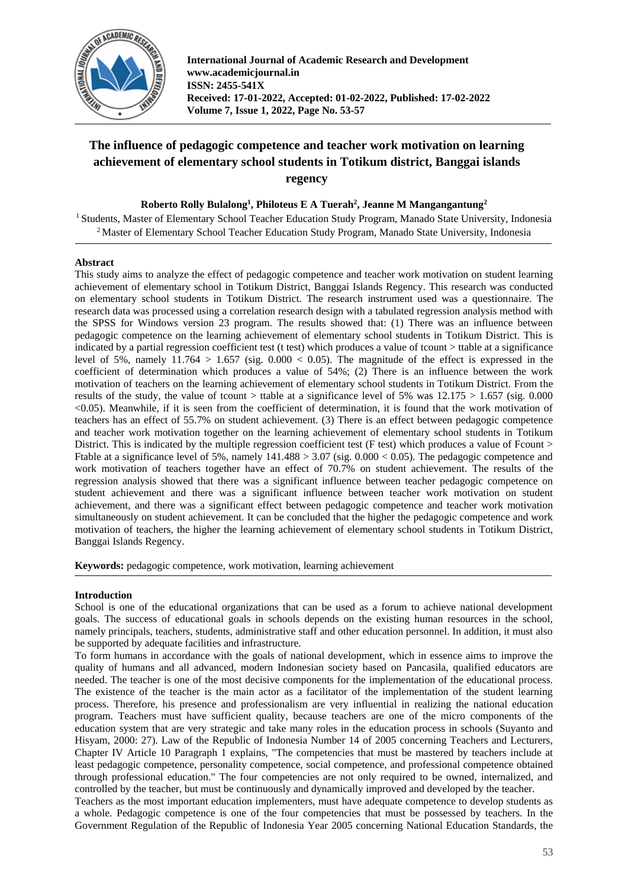**International Journal of Academic Research and Development**
**www.academicjournal.in**
**ISSN: 2455-541X**
**Received: 17-01-2022, Accepted: 01-02-2022, Published: 17-02-2022**
**Volume 7, Issue 1, 2022, Page No. 53-57**

# The influence of pedagogic competence and teacher work motivation on learning achievement of elementary school students in Totikum district, Banggai islands regency

**Roberto Rolly Bulalong[1], Philoteus E A Tuerah[2], Jeanne M Manganganatung[2]**

[1] Students, Master of Elementary School Teacher Education Study Program, Manado State University, Indonesia
[2] Master of Elementary School Teacher Education Study Program, Manado State University, Indonesia

## Abstract

This study aims to analyze the effect of pedagogic competence and teacher work motivation on student learning achievement of elementary school in Totikum District, Banggai Islands Regency. This research was conducted on elementary school students in Totikum District. The research instrument used was a questionnaire. The research data was processed using a correlation research design with a tabulated regression analysis method with the SPSS for Windows version 23 program. The results showed that: (1) There was an influence between pedagogic competence on the learning achievement of elementary school students in Totikum District. This is indicated by a partial regression coefficient test (t test) which produces a value of tcount > ttable at a significance level of 5%, namely 11.764 > 1.657 (sig. 0.000 < 0.05). The magnitude of the effect is expressed in the coefficient of determination which produces a value of 54%; (2) There is an influence between the work motivation of teachers on the learning achievement of elementary school students in Totikum District. From the results of the study, the value of tcount > ttable at a significance level of 5% was 12.175 > 1.657 (sig. 0.000 <0.05). Meanwhile, if it is seen from the coefficient of determination, it is found that the work motivation of teachers has an effect of 55.7% on student achievement. (3) There is an effect between pedagogic competence and teacher work motivation together on the learning achievement of elementary school students in Totikum District. This is indicated by the multiple regression coefficient test (F test) which produces a value of Fcount > Ftable at a significance level of 5%, namely 141.488 > 3.07 (sig. 0.000 < 0.05). The pedagogic competence and work motivation of teachers together have an effect of 70.7% on student achievement. The results of the regression analysis showed that there was a significant influence between teacher pedagogic competence on student achievement and there was a significant influence between teacher work motivation on student achievement, and there was a significant effect between pedagogic competence and teacher work motivation simultaneously on student achievement. It can be concluded that the higher the pedagogic competence and work motivation of teachers, the higher the learning achievement of elementary school students in Totikum District, Banggai Islands Regency.

**Keywords:** pedagogic competence, work motivation, learning achievement

## Introduction

School is one of the educational organizations that can be used as a forum to achieve national development goals. The success of educational goals in schools depends on the existing human resources in the school, namely principals, teachers, students, administrative staff and other education personnel. In addition, it must also be supported by adequate facilities and infrastructure.

To form humans in accordance with the goals of national development, which in essence aims to improve the quality of humans and all advanced, modern Indonesian society based on Pancasila, qualified educators are needed. The teacher is one of the most decisive components for the implementation of the educational process. The existence of the teacher is the main actor as a facilitator of the implementation of the student learning process. Therefore, his presence and professionalism are very influential in realizing the national education program. Teachers must have sufficient quality, because teachers are one of the micro components of the education system that are very strategic and take many roles in the education process in schools (Suyanto and Hisyam, 2000: 27). Law of the Republic of Indonesia Number 14 of 2005 concerning Teachers and Lecturers, Chapter IV Article 10 Paragraph 1 explains, "The competencies that must be mastered by teachers include at least pedagogic competence, personality competence, social competence, and professional competence obtained through professional education." The four competencies are not only required to be owned, internalized, and controlled by the teacher, but must be continuously and dynamically improved and developed by the teacher.

Teachers as the most important education implementers, must have adequate competence to develop students as a whole. Pedagogic competence is one of the four competencies that must be possessed by teachers. In the Government Regulation of the Republic of Indonesia Year 2005 concerning National Education Standards, the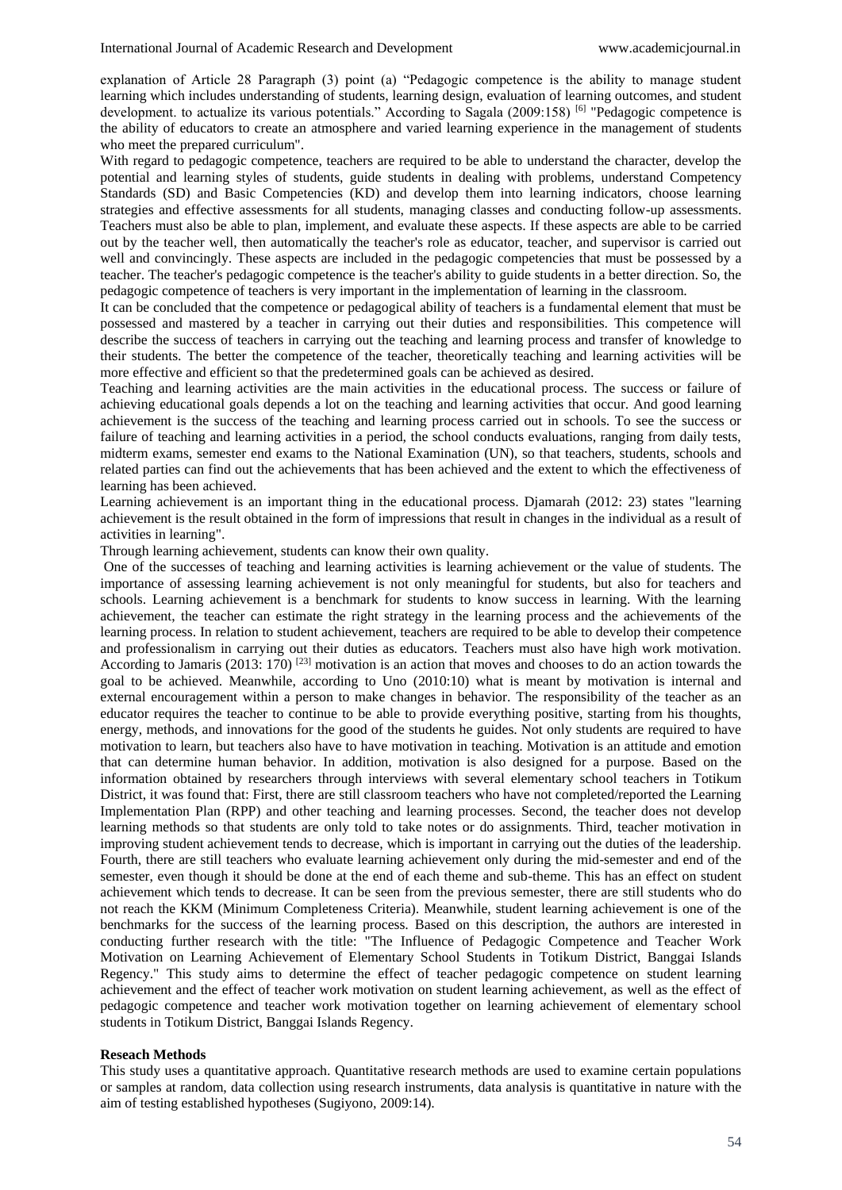explanation of Article 28 Paragraph (3) point (a) "Pedagogic competence is the ability to manage student learning which includes understanding of students, learning design, evaluation of learning outcomes, and student development. to actualize its various potentials." According to Sagala (2009:158) [6] "Pedagogic competence is the ability of educators to create an atmosphere and varied learning experience in the management of students who meet the prepared curriculum".

With regard to pedagogic competence, teachers are required to be able to understand the character, develop the potential and learning styles of students, guide students in dealing with problems, understand Competency Standards (SD) and Basic Competencies (KD) and develop them into learning indicators, choose learning strategies and effective assessments for all students, managing classes and conducting follow-up assessments. Teachers must also be able to plan, implement, and evaluate these aspects. If these aspects are able to be carried out by the teacher well, then automatically the teacher's role as educator, teacher, and supervisor is carried out well and convincingly. These aspects are included in the pedagogic competencies that must be possessed by a teacher. The teacher's pedagogic competence is the teacher's ability to guide students in a better direction. So, the pedagogic competence of teachers is very important in the implementation of learning in the classroom.

It can be concluded that the competence or pedagogical ability of teachers is a fundamental element that must be possessed and mastered by a teacher in carrying out their duties and responsibilities. This competence will describe the success of teachers in carrying out the teaching and learning process and transfer of knowledge to their students. The better the competence of the teacher, theoretically teaching and learning activities will be more effective and efficient so that the predetermined goals can be achieved as desired.

Teaching and learning activities are the main activities in the educational process. The success or failure of achieving educational goals depends a lot on the teaching and learning activities that occur. And good learning achievement is the success of the teaching and learning process carried out in schools. To see the success or failure of teaching and learning activities in a period, the school conducts evaluations, ranging from daily tests, midterm exams, semester end exams to the National Examination (UN), so that teachers, students, schools and related parties can find out the achievements that has been achieved and the extent to which the effectiveness of learning has been achieved.

Learning achievement is an important thing in the educational process. Djamarah (2012: 23) states "learning achievement is the result obtained in the form of impressions that result in changes in the individual as a result of activities in learning".

Through learning achievement, students can know their own quality.

One of the successes of teaching and learning activities is learning achievement or the value of students. The importance of assessing learning achievement is not only meaningful for students, but also for teachers and schools. Learning achievement is a benchmark for students to know success in learning. With the learning achievement, the teacher can estimate the right strategy in the learning process and the achievements of the learning process. In relation to student achievement, teachers are required to be able to develop their competence and professionalism in carrying out their duties as educators. Teachers must also have high work motivation. According to Jamaris (2013: 170) [23] motivation is an action that moves and chooses to do an action towards the goal to be achieved. Meanwhile, according to Uno (2010:10) what is meant by motivation is internal and external encouragement within a person to make changes in behavior. The responsibility of the teacher as an educator requires the teacher to continue to be able to provide everything positive, starting from his thoughts, energy, methods, and innovations for the good of the students he guides. Not only students are required to have motivation to learn, but teachers also have to have motivation in teaching. Motivation is an attitude and emotion that can determine human behavior. In addition, motivation is also designed for a purpose. Based on the information obtained by researchers through interviews with several elementary school teachers in Totikum District, it was found that: First, there are still classroom teachers who have not completed/reported the Learning Implementation Plan (RPP) and other teaching and learning processes. Second, the teacher does not develop learning methods so that students are only told to take notes or do assignments. Third, teacher motivation in improving student achievement tends to decrease, which is important in carrying out the duties of the leadership. Fourth, there are still teachers who evaluate learning achievement only during the mid-semester and end of the semester, even though it should be done at the end of each theme and sub-theme. This has an effect on student achievement which tends to decrease. It can be seen from the previous semester, there are still students who do not reach the KKM (Minimum Completeness Criteria). Meanwhile, student learning achievement is one of the benchmarks for the success of the learning process. Based on this description, the authors are interested in conducting further research with the title: "The Influence of Pedagogic Competence and Teacher Work Motivation on Learning Achievement of Elementary School Students in Totikum District, Banggai Islands Regency." This study aims to determine the effect of teacher pedagogic competence on student learning achievement and the effect of teacher work motivation on student learning achievement, as well as the effect of pedagogic competence and teacher work motivation together on learning achievement of elementary school students in Totikum District, Banggai Islands Regency.

**Reseach Methods**

This study uses a quantitative approach. Quantitative research methods are used to examine certain populations or samples at random, data collection using research instruments, data analysis is quantitative in nature with the aim of testing established hypotheses (Sugiyono, 2009:14).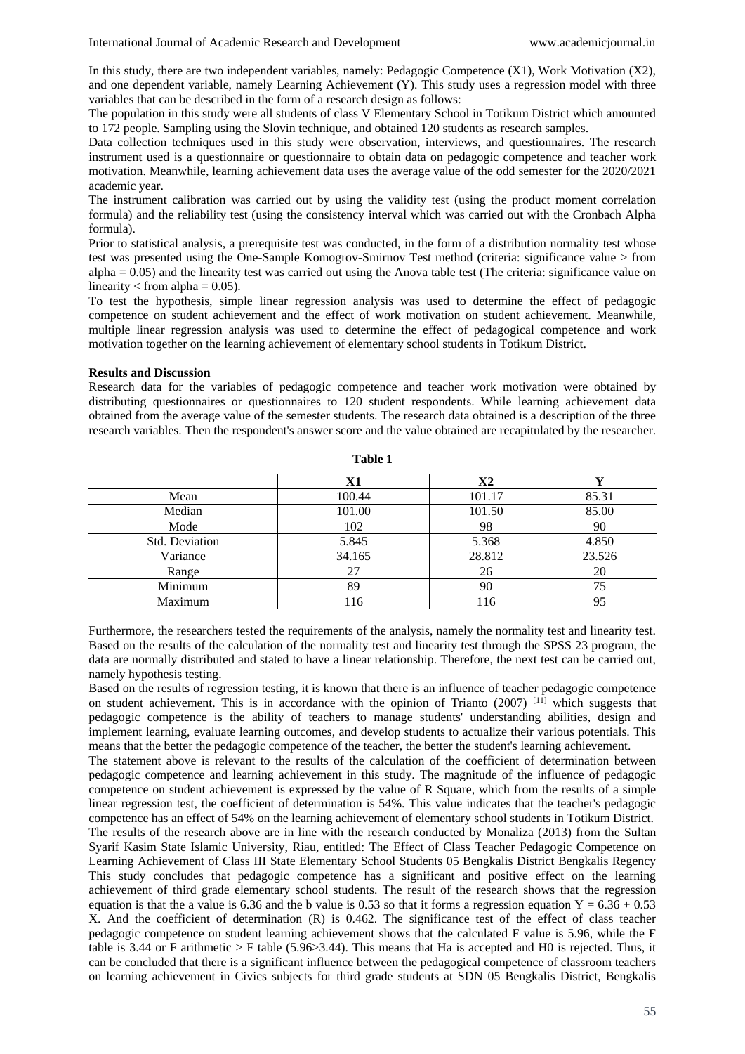In this study, there are two independent variables, namely: Pedagogic Competence (X1), Work Motivation (X2), and one dependent variable, namely Learning Achievement (Y). This study uses a regression model with three variables that can be described in the form of a research design as follows:

The population in this study were all students of class V Elementary School in Totikum District which amounted to 172 people. Sampling using the Slovin technique, and obtained 120 students as research samples.

Data collection techniques used in this study were observation, interviews, and questionnaires. The research instrument used is a questionnaire or questionnaire to obtain data on pedagogic competence and teacher work motivation. Meanwhile, learning achievement data uses the average value of the odd semester for the 2020/2021 academic year.

The instrument calibration was carried out by using the validity test (using the product moment correlation formula) and the reliability test (using the consistency interval which was carried out with the Cronbach Alpha formula).

Prior to statistical analysis, a prerequisite test was conducted, in the form of a distribution normality test whose test was presented using the One-Sample Komogrov-Smirnov Test method (criteria: significance value > from alpha = 0.05) and the linearity test was carried out using the Anova table test (The criteria: significance value on linearity < from alpha = 0.05).

To test the hypothesis, simple linear regression analysis was used to determine the effect of pedagogic competence on student achievement and the effect of work motivation on student achievement. Meanwhile, multiple linear regression analysis was used to determine the effect of pedagogical competence and work motivation together on the learning achievement of elementary school students in Totikum District.

**Results and Discussion**

Research data for the variables of pedagogic competence and teacher work motivation were obtained by distributing questionnaires or questionnaires to 120 student respondents. While learning achievement data obtained from the average value of the semester students. The research data obtained is a description of the three research variables. Then the respondent's answer score and the value obtained are recapitulated by the researcher.

**Table 1**

| | X1 | X2 | Y |
|---|---|---|---|
| Mean | 100.44 | 101.17 | 85.31 |
| Median | 101.00 | 101.50 | 85.00 |
| Mode | 102 | 98 | 90 |
| Std. Deviation | 5.845 | 5.368 | 4.850 |
| Variance | 34.165 | 28.812 | 23.526 |
| Range | 27 | 26 | 20 |
| Minimum | 89 | 90 | 75 |
| Maximum | 116 | 116 | 95 |

Furthermore, the researchers tested the requirements of the analysis, namely the normality test and linearity test. Based on the results of the calculation of the normality test and linearity test through the SPSS 23 program, the data are normally distributed and stated to have a linear relationship. Therefore, the next test can be carried out, namely hypothesis testing.

Based on the results of regression testing, it is known that there is an influence of teacher pedagogic competence on student achievement. This is in accordance with the opinion of Trianto (2007) [11] which suggests that pedagogic competence is the ability of teachers to manage students' understanding abilities, design and implement learning, evaluate learning outcomes, and develop students to actualize their various potentials. This means that the better the pedagogic competence of the teacher, the better the student's learning achievement.

The statement above is relevant to the results of the calculation of the coefficient of determination between pedagogic competence and learning achievement in this study. The magnitude of the influence of pedagogic competence on student achievement is expressed by the value of R Square, which from the results of a simple linear regression test, the coefficient of determination is 54%. This value indicates that the teacher's pedagogic competence has an effect of 54% on the learning achievement of elementary school students in Totikum District.

The results of the research above are in line with the research conducted by Monaliza (2013) from the Sultan Syarif Kasim State Islamic University, Riau, entitled: The Effect of Class Teacher Pedagogic Competence on Learning Achievement of Class III State Elementary School Students 05 Bengkalis District Bengkalis Regency This study concludes that pedagogic competence has a significant and positive effect on the learning achievement of third grade elementary school students. The result of the research shows that the regression equation is that the a value is 6.36 and the b value is 0.53 so that it forms a regression equation $Y = 6.36 + 0.53 X$. And the coefficient of determination (R) is 0.462. The significance test of the effect of class teacher pedagogic competence on student learning achievement shows that the calculated F value is 5.96, while the F table is 3.44 or F arithmetic > F table (5.96>3.44). This means that Ha is accepted and H0 is rejected. Thus, it can be concluded that there is a significant influence between the pedagogical competence of classroom teachers on learning achievement in Civics subjects for third grade students at SDN 05 Bengkalis District, Bengkalis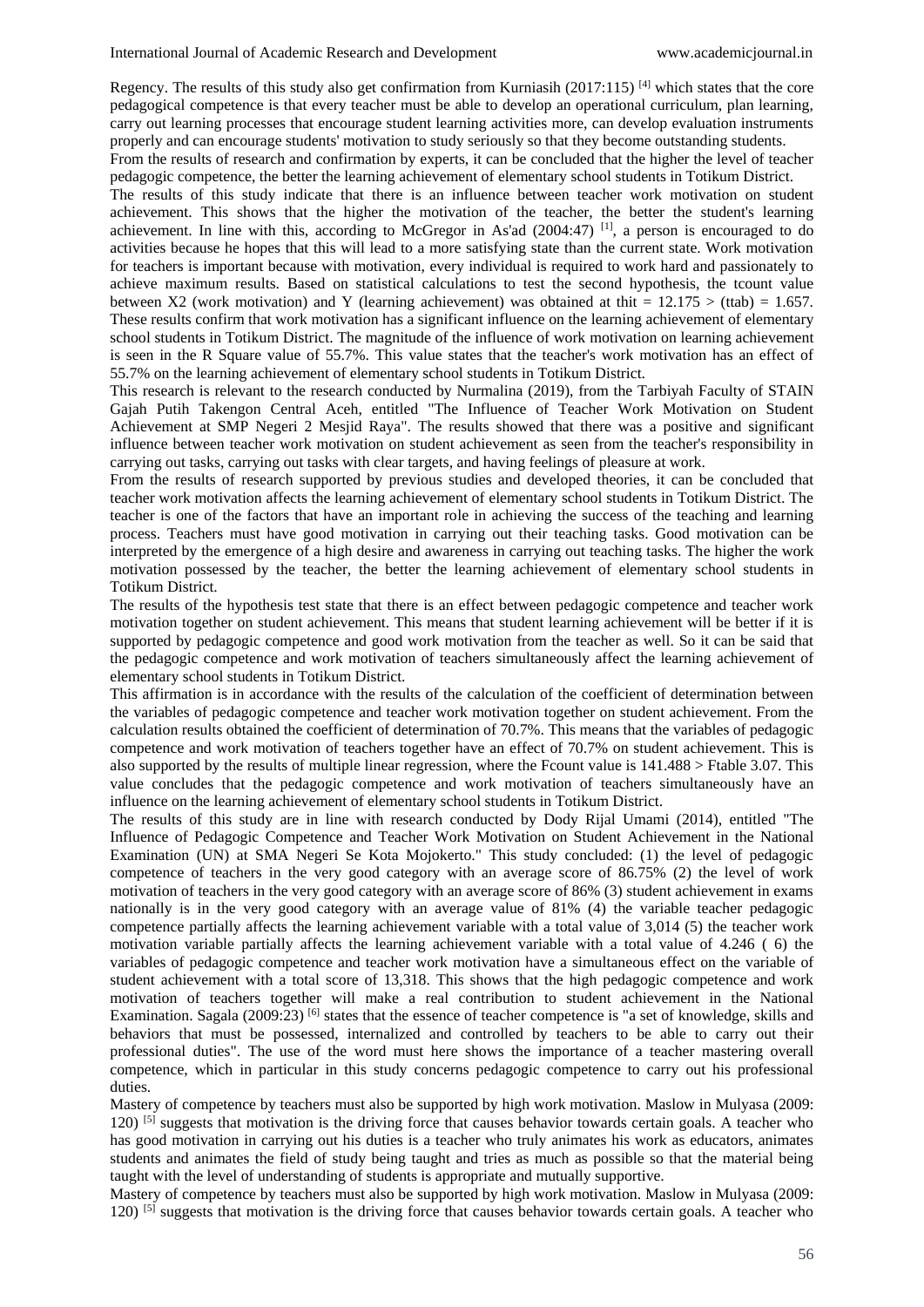Regency. The results of this study also get confirmation from Kurniasih (2017:115) [4] which states that the core pedagogical competence is that every teacher must be able to develop an operational curriculum, plan learning, carry out learning processes that encourage student learning activities more, can develop evaluation instruments properly and can encourage students' motivation to study seriously so that they become outstanding students.

From the results of research and confirmation by experts, it can be concluded that the higher the level of teacher pedagogic competence, the better the learning achievement of elementary school students in Totikum District.

The results of this study indicate that there is an influence between teacher work motivation on student achievement. This shows that the higher the motivation of the teacher, the better the student's learning achievement. In line with this, according to McGregor in As'ad (2004:47) [1], a person is encouraged to do activities because he hopes that this will lead to a more satisfying state than the current state. Work motivation for teachers is important because with motivation, every individual is required to work hard and passionately to achieve maximum results. Based on statistical calculations to test the second hypothesis, the tcount value between X2 (work motivation) and Y (learning achievement) was obtained at thit = 12.175 > (ttab) = 1.657. These results confirm that work motivation has a significant influence on the learning achievement of elementary school students in Totikum District. The magnitude of the influence of work motivation on learning achievement is seen in the R Square value of 55.7%. This value states that the teacher's work motivation has an effect of 55.7% on the learning achievement of elementary school students in Totikum District.

This research is relevant to the research conducted by Nurmalina (2019), from the Tarbiyah Faculty of STAIN Gajah Putih Takengon Central Aceh, entitled "The Influence of Teacher Work Motivation on Student Achievement at SMP Negeri 2 Mesjid Raya". The results showed that there was a positive and significant influence between teacher work motivation on student achievement as seen from the teacher's responsibility in carrying out tasks, carrying out tasks with clear targets, and having feelings of pleasure at work.

From the results of research supported by previous studies and developed theories, it can be concluded that teacher work motivation affects the learning achievement of elementary school students in Totikum District. The teacher is one of the factors that have an important role in achieving the success of the teaching and learning process. Teachers must have good motivation in carrying out their teaching tasks. Good motivation can be interpreted by the emergence of a high desire and awareness in carrying out teaching tasks. The higher the work motivation possessed by the teacher, the better the learning achievement of elementary school students in Totikum District.

The results of the hypothesis test state that there is an effect between pedagogic competence and teacher work motivation together on student achievement. This means that student learning achievement will be better if it is supported by pedagogic competence and good work motivation from the teacher as well. So it can be said that the pedagogic competence and work motivation of teachers simultaneously affect the learning achievement of elementary school students in Totikum District.

This affirmation is in accordance with the results of the calculation of the coefficient of determination between the variables of pedagogic competence and teacher work motivation together on student achievement. From the calculation results obtained the coefficient of determination of 70.7%. This means that the variables of pedagogic competence and work motivation of teachers together have an effect of 70.7% on student achievement. This is also supported by the results of multiple linear regression, where the Fcount value is 141.488 > Ftable 3.07. This value concludes that the pedagogic competence and work motivation of teachers simultaneously have an influence on the learning achievement of elementary school students in Totikum District.

The results of this study are in line with research conducted by Dody Rijal Umami (2014), entitled "The Influence of Pedagogic Competence and Teacher Work Motivation on Student Achievement in the National Examination (UN) at SMA Negeri Se Kota Mojokerto." This study concluded: (1) the level of pedagogic competence of teachers in the very good category with an average score of 86.75% (2) the level of work motivation of teachers in the very good category with an average score of 86% (3) student achievement in exams nationally is in the very good category with an average value of 81% (4) the variable teacher pedagogic competence partially affects the learning achievement variable with a total value of 3,014 (5) the teacher work motivation variable partially affects the learning achievement variable with a total value of 4.246 ( 6) the variables of pedagogic competence and teacher work motivation have a simultaneous effect on the variable of student achievement with a total score of 13,318. This shows that the high pedagogic competence and work motivation of teachers together will make a real contribution to student achievement in the National Examination. Sagala (2009:23) [6] states that the essence of teacher competence is "a set of knowledge, skills and behaviors that must be possessed, internalized and controlled by teachers to be able to carry out their professional duties". The use of the word must here shows the importance of a teacher mastering overall competence, which in particular in this study concerns pedagogic competence to carry out his professional duties.

Mastery of competence by teachers must also be supported by high work motivation. Maslow in Mulyasa (2009: 120) [5] suggests that motivation is the driving force that causes behavior towards certain goals. A teacher who has good motivation in carrying out his duties is a teacher who truly animates his work as educators, animates students and animates the field of study being taught and tries as much as possible so that the material being taught with the level of understanding of students is appropriate and mutually supportive.

Mastery of competence by teachers must also be supported by high work motivation. Maslow in Mulyasa (2009: 120) [5] suggests that motivation is the driving force that causes behavior towards certain goals. A teacher who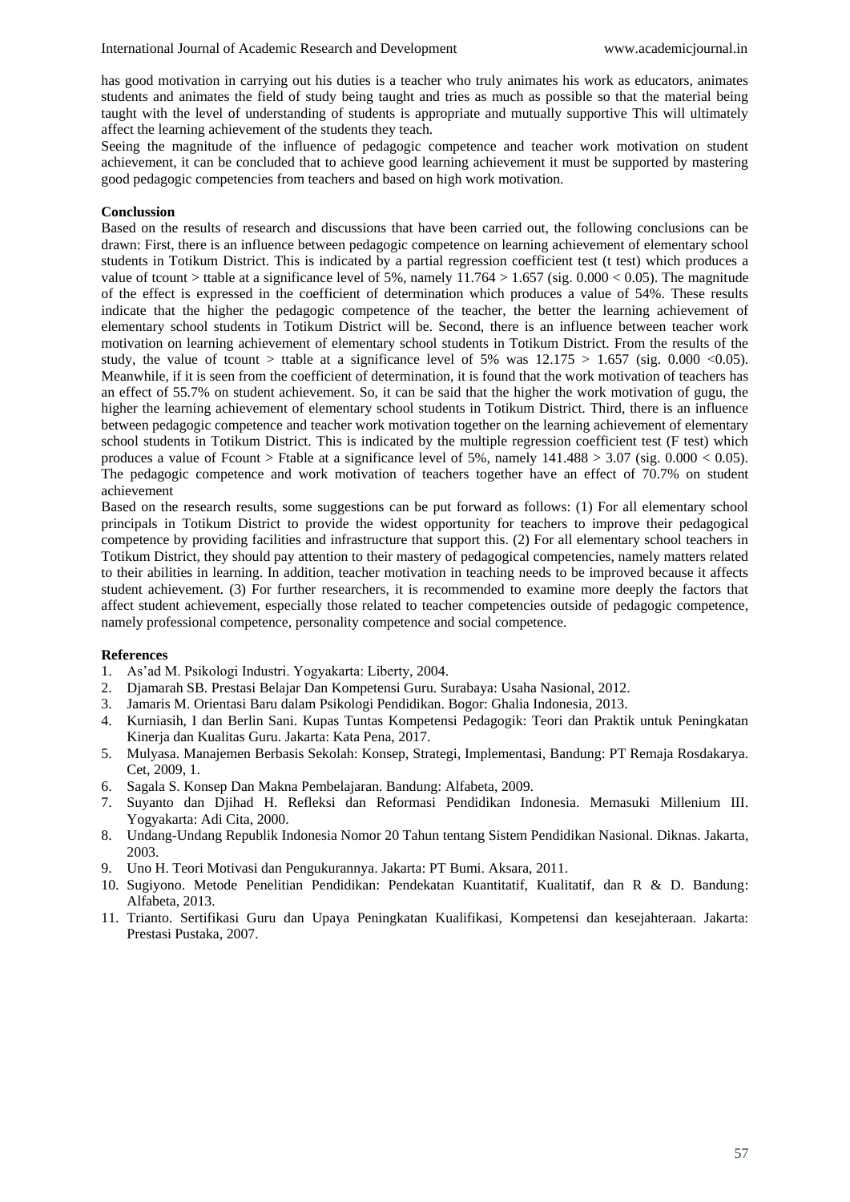has good motivation in carrying out his duties is a teacher who truly animates his work as educators, animates students and animates the field of study being taught and tries as much as possible so that the material being taught with the level of understanding of students is appropriate and mutually supportive This will ultimately affect the learning achievement of the students they teach.

Seeing the magnitude of the influence of pedagogic competence and teacher work motivation on student achievement, it can be concluded that to achieve good learning achievement it must be supported by mastering good pedagogic competencies from teachers and based on high work motivation.

## Conclussion

Based on the results of research and discussions that have been carried out, the following conclusions can be drawn: First, there is an influence between pedagogic competence on learning achievement of elementary school students in Totikum District. This is indicated by a partial regression coefficient test (t test) which produces a value of tcount > ttable at a significance level of 5%, namely 11.764 > 1.657 (sig. 0.000 < 0.05). The magnitude of the effect is expressed in the coefficient of determination which produces a value of 54%. These results indicate that the higher the pedagogic competence of the teacher, the better the learning achievement of elementary school students in Totikum District will be. Second, there is an influence between teacher work motivation on learning achievement of elementary school students in Totikum District. From the results of the study, the value of tcount > ttable at a significance level of 5% was 12.175 > 1.657 (sig. 0.000 <0.05). Meanwhile, if it is seen from the coefficient of determination, it is found that the work motivation of teachers has an effect of 55.7% on student achievement. So, it can be said that the higher the work motivation of gugu, the higher the learning achievement of elementary school students in Totikum District. Third, there is an influence between pedagogic competence and teacher work motivation together on the learning achievement of elementary school students in Totikum District. This is indicated by the multiple regression coefficient test (F test) which produces a value of Fcount > Ftable at a significance level of 5%, namely 141.488 > 3.07 (sig. 0.000 < 0.05). The pedagogic competence and work motivation of teachers together have an effect of 70.7% on student achievement

Based on the research results, some suggestions can be put forward as follows: (1) For all elementary school principals in Totikum District to provide the widest opportunity for teachers to improve their pedagogical competence by providing facilities and infrastructure that support this. (2) For all elementary school teachers in Totikum District, they should pay attention to their mastery of pedagogical competencies, namely matters related to their abilities in learning. In addition, teacher motivation in teaching needs to be improved because it affects student achievement. (3) For further researchers, it is recommended to examine more deeply the factors that affect student achievement, especially those related to teacher competencies outside of pedagogic competence, namely professional competence, personality competence and social competence.

## References

1. As'ad M. Psikologi Industri. Yogyakarta: Liberty, 2004.
2. Djamarah SB. Prestasi Belajar Dan Kompetensi Guru. Surabaya: Usaha Nasional, 2012.
3. Jamaris M. Orientasi Baru dalam Psikologi Pendidikan. Bogor: Ghalia Indonesia, 2013.
4. Kurniasih, I dan Berlin Sani. Kupas Tuntas Kompetensi Pedagogik: Teori dan Praktik untuk Peningkatan Kinerja dan Kualitas Guru. Jakarta: Kata Pena, 2017.
5. Mulyasa. Manajemen Berbasis Sekolah: Konsep, Strategi, Implementasi, Bandung: PT Remaja Rosdakarya. Cet, 2009, 1.
6. Sagala S. Konsep Dan Makna Pembelajaran. Bandung: Alfabeta, 2009.
7. Suyanto dan Djihad H. Refleksi dan Reformasi Pendidikan Indonesia. Memasuki Millenium III. Yogyakarta: Adi Cita, 2000.
8. Undang-Undang Republik Indonesia Nomor 20 Tahun tentang Sistem Pendidikan Nasional. Diknas. Jakarta, 2003.
9. Uno H. Teori Motivasi dan Pengukurannya. Jakarta: PT Bumi. Aksara, 2011.
10. Sugiyono. Metode Penelitian Pendidikan: Pendekatan Kuantitatif, Kualitatif, dan R & D. Bandung: Alfabeta, 2013.
11. Trianto. Sertifikasi Guru dan Upaya Peningkatan Kualifikasi, Kompetensi dan kesejahteraan. Jakarta: Prestasi Pustaka, 2007.